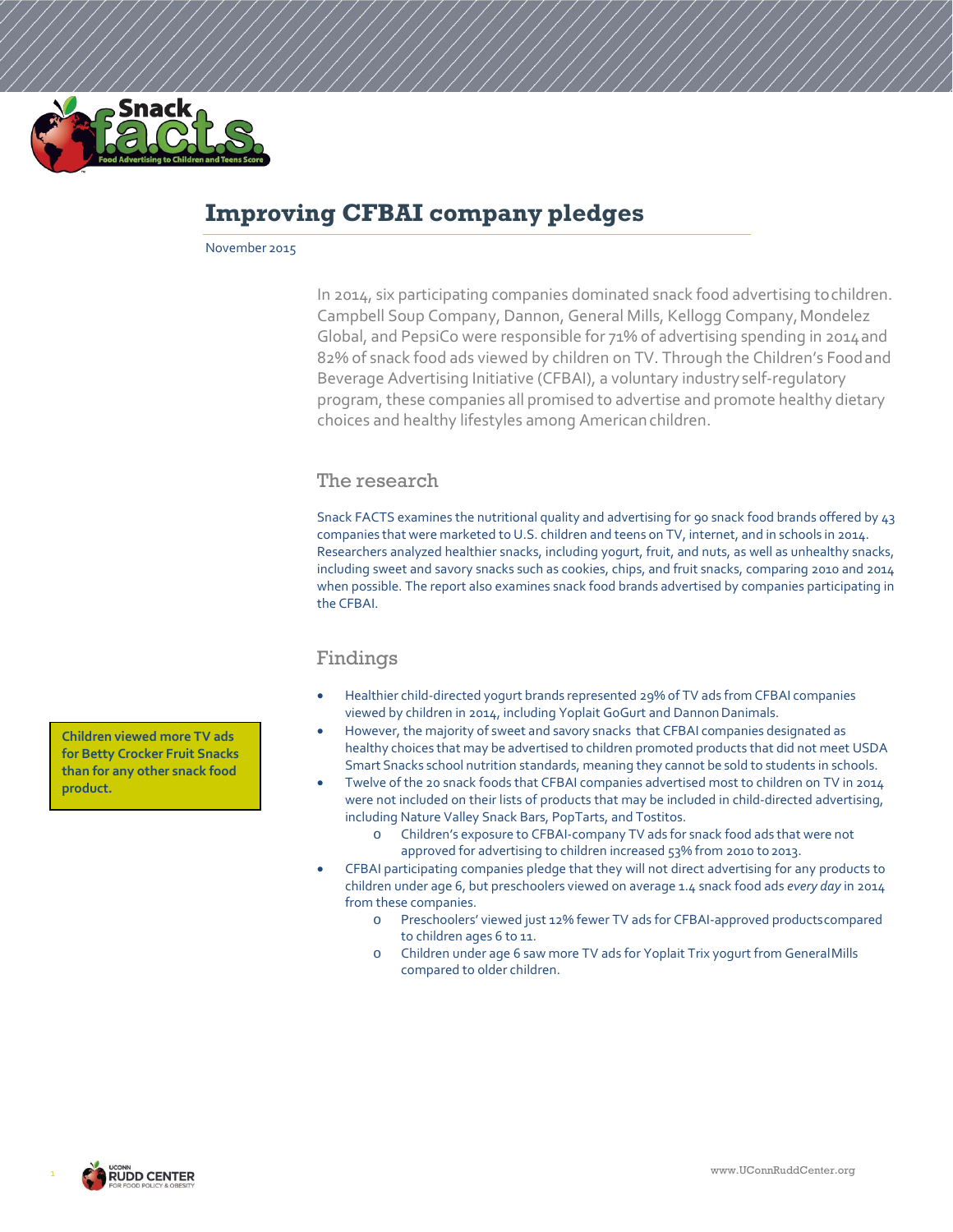# Improving CFBAI company pledges

November 2015

In 2014, six participating companies dominated snack food advertising to children. Campbell Soup Company, Dannon, General Mills, Kellogg Company, Mondelez Global, and PepsiCo were responsible for 71% of advertising spending in 2014 and 82% of snack food ads viewed by children on TV. Through the Children's Food and Beverage Advertising Initiative (CFBAI), a voluntary industry self-regulatory program, these companies all promised to advertise and promote healthy dietary choices and healthy lifestyles among American children.

## The research

Snack FACTS examines the nutritional quality and advertising for 90 snack food brands offered by 43 companies that were marketed to U.S. children and teens on TV, internet, and in schools in 2014. Researchers analyzed healthier snacks, including yogurt, fruit, and nuts, as well as unhealthy snacks, including sweet and savory snacks such as cookies, chips, and fruit snacks, comparing 2010 and 2014 when possible. The report also examines snack food brands advertised by companies participating in the CFBAI.

## Findings

**Children viewed more TV ads for Betty Crocker Fruit Snacks than for any other snack food product.**

- Healthier child-directed yogurt brands represented 29% of TV ads from CFBAI companies viewed by children in 2014, including Yoplait GoGurt and Dannon Danimals.
- However, the majority of sweet and savory snacks that CFBAI companies designated as healthy choices that may be advertised to children promoted products that did not meet USDA Smart Snacks school nutrition standards, meaning they cannot be sold to students in schools.
- Twelve of the 20 snack foods that CFBAI companies advertised most to children on TV in 2014 were not included on their lists of products that may be included in child-directed advertising, including Nature Valley Snack Bars, PopTarts, and Tostitos.
  - Children's exposure to CFBAI-company TV ads for snack food ads that were not approved for advertising to children increased 53% from 2010 to 2013.
- CFBAI participating companies pledge that they will not direct advertising for any products to children under age 6, but preschoolers viewed on average 1.4 snack food ads *every day* in 2014 from these companies.
  - Preschoolers' viewed just 12% fewer TV ads for CFBAI-approved products compared to children ages 6 to 11.
  - Children under age 6 saw more TV ads for Yoplait Trix yogurt from General Mills compared to older children.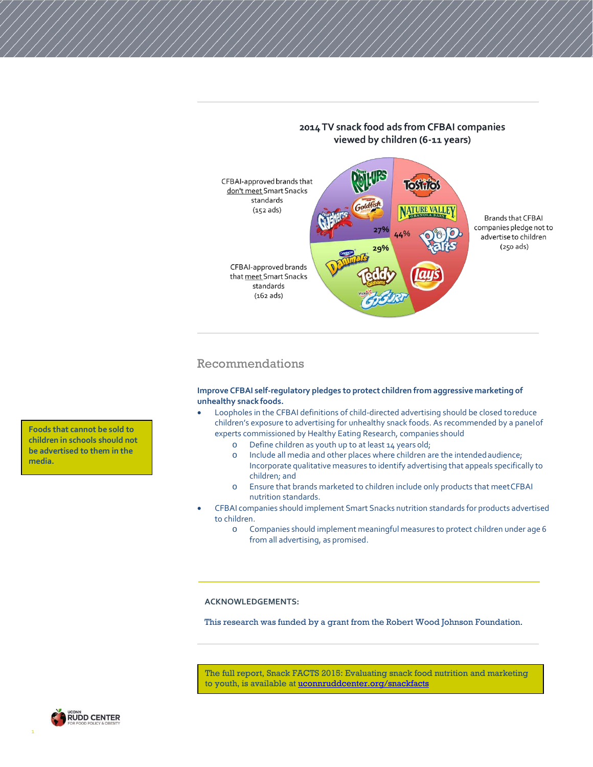Foods that cannot be sold to children in schools should not be advertised to them in the media.

**2014 TV snack food ads from CFBAI companies viewed by children (6-11 years)**

CFBAI-approved brands that don't meet Smart Snacks standards (152 ads)

27%

CFBAI-approved brands that meet Smart Snacks standards (162 ads)

29%

Brands that CFBAI companies pledge not to advertise to children (250 ads)

44%

## Recommendations

**Improve CFBAI self-regulatory pledges to protect children from aggressive marketing of unhealthy snack foods.**

- Loopholes in the CFBAI definitions of child-directed advertising should be closed to reduce children's exposure to advertising for unhealthy snack foods. As recommended by a panel of experts commissioned by Healthy Eating Research, companies should
  - Define children as youth up to at least 14 years old;
  - Include all media and other places where children are the intended audience; Incorporate qualitative measures to identify advertising that appeals specifically to children; and
  - Ensure that brands marketed to children include only products that meet CFBAI nutrition standards.
- CFBAI companies should implement Smart Snacks nutrition standards for products advertised to children.
  - Companies should implement meaningful measures to protect children under age 6 from all advertising, as promised.

**ACKNOWLEDGEMENTS:**

This research was funded by a grant from the Robert Wood Johnson Foundation.

The full report, Snack FACTS 2015: Evaluating snack food nutrition and marketing to youth, is available at uconnruddcenter.org/snackfacts

UCONN RUDD CENTER FOR FOOD POLICY & OBESITY